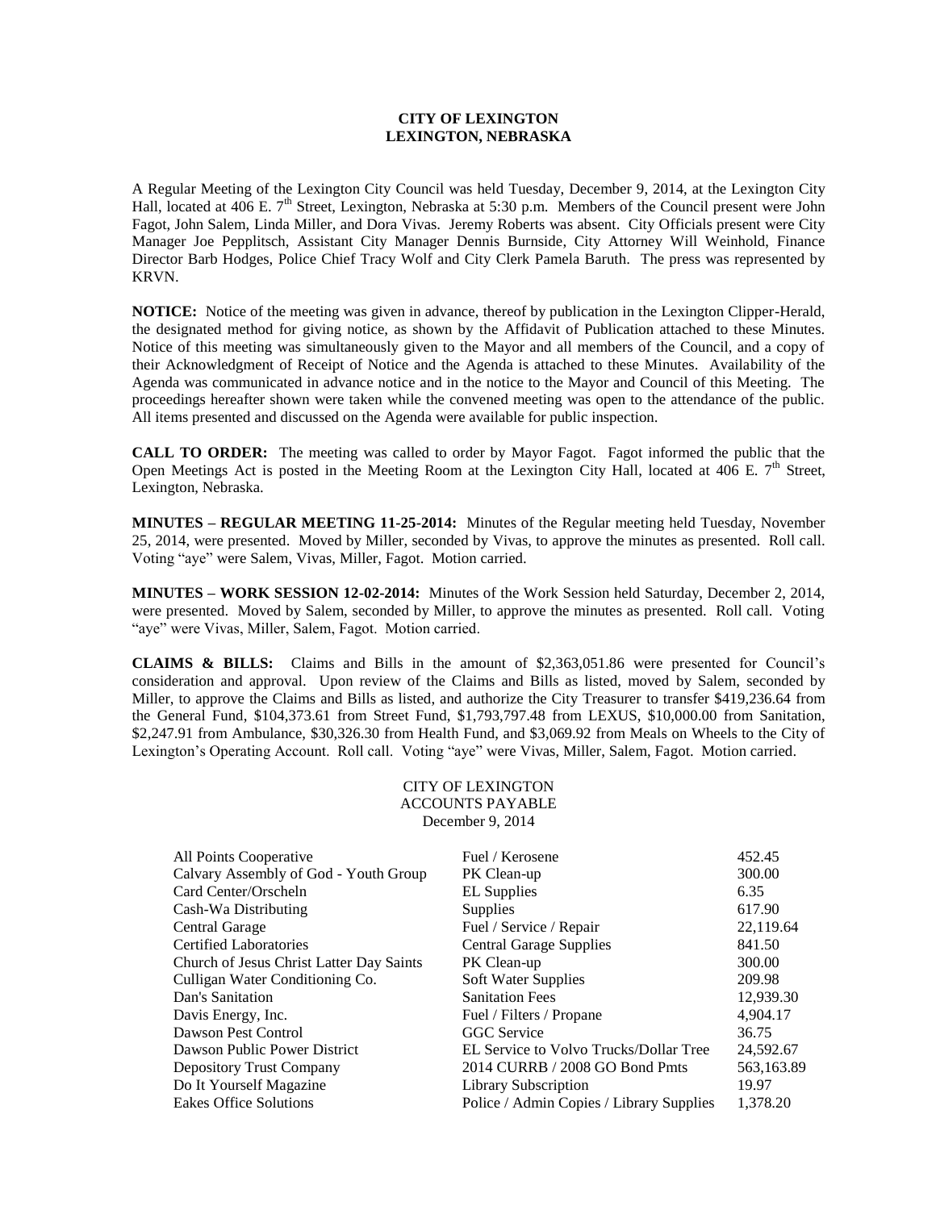**CITY OF LEXINGTON**
**LEXINGTON, NEBRASKA**

A Regular Meeting of the Lexington City Council was held Tuesday, December 9, 2014, at the Lexington City Hall, located at 406 E. 7th Street, Lexington, Nebraska at 5:30 p.m. Members of the Council present were John Fagot, John Salem, Linda Miller, and Dora Vivas. Jeremy Roberts was absent. City Officials present were City Manager Joe Pepplitsch, Assistant City Manager Dennis Burnside, City Attorney Will Weinhold, Finance Director Barb Hodges, Police Chief Tracy Wolf and City Clerk Pamela Baruth. The press was represented by KRVN.

**NOTICE:** Notice of the meeting was given in advance, thereof by publication in the Lexington Clipper-Herald, the designated method for giving notice, as shown by the Affidavit of Publication attached to these Minutes. Notice of this meeting was simultaneously given to the Mayor and all members of the Council, and a copy of their Acknowledgment of Receipt of Notice and the Agenda is attached to these Minutes. Availability of the Agenda was communicated in advance notice and in the notice to the Mayor and Council of this Meeting. The proceedings hereafter shown were taken while the convened meeting was open to the attendance of the public. All items presented and discussed on the Agenda were available for public inspection.

**CALL TO ORDER:** The meeting was called to order by Mayor Fagot. Fagot informed the public that the Open Meetings Act is posted in the Meeting Room at the Lexington City Hall, located at 406 E. 7th Street, Lexington, Nebraska.

**MINUTES – REGULAR MEETING 11-25-2014:** Minutes of the Regular meeting held Tuesday, November 25, 2014, were presented. Moved by Miller, seconded by Vivas, to approve the minutes as presented. Roll call. Voting "aye" were Salem, Vivas, Miller, Fagot. Motion carried.

**MINUTES – WORK SESSION 12-02-2014:** Minutes of the Work Session held Saturday, December 2, 2014, were presented. Moved by Salem, seconded by Miller, to approve the minutes as presented. Roll call. Voting "aye" were Vivas, Miller, Salem, Fagot. Motion carried.

**CLAIMS & BILLS:** Claims and Bills in the amount of $2,363,051.86 were presented for Council's consideration and approval. Upon review of the Claims and Bills as listed, moved by Salem, seconded by Miller, to approve the Claims and Bills as listed, and authorize the City Treasurer to transfer $419,236.64 from the General Fund, $104,373.61 from Street Fund, $1,793,797.48 from LEXUS, $10,000.00 from Sanitation, $2,247.91 from Ambulance, $30,326.30 from Health Fund, and $3,069.92 from Meals on Wheels to the City of Lexington's Operating Account. Roll call. Voting "aye" were Vivas, Miller, Salem, Fagot. Motion carried.

CITY OF LEXINGTON
ACCOUNTS PAYABLE
December 9, 2014

| | | |
|---|---|---|
| All Points Cooperative | Fuel / Kerosene | 452.45 |
| Calvary Assembly of God - Youth Group | PK Clean-up | 300.00 |
| Card Center/Orscheln | EL Supplies | 6.35 |
| Cash-Wa Distributing | Supplies | 617.90 |
| Central Garage | Fuel / Service / Repair | 22,119.64 |
| Certified Laboratories | Central Garage Supplies | 841.50 |
| Church of Jesus Christ Latter Day Saints | PK Clean-up | 300.00 |
| Culligan Water Conditioning Co. | Soft Water Supplies | 209.98 |
| Dan's Sanitation | Sanitation Fees | 12,939.30 |
| Davis Energy, Inc. | Fuel / Filters / Propane | 4,904.17 |
| Dawson Pest Control | GGC Service | 36.75 |
| Dawson Public Power District | EL Service to Volvo Trucks/Dollar Tree | 24,592.67 |
| Depository Trust Company | 2014 CURRB / 2008 GO Bond Pmts | 563,163.89 |
| Do It Yourself Magazine | Library Subscription | 19.97 |
| Eakes Office Solutions | Police / Admin Copies / Library Supplies | 1,378.20 |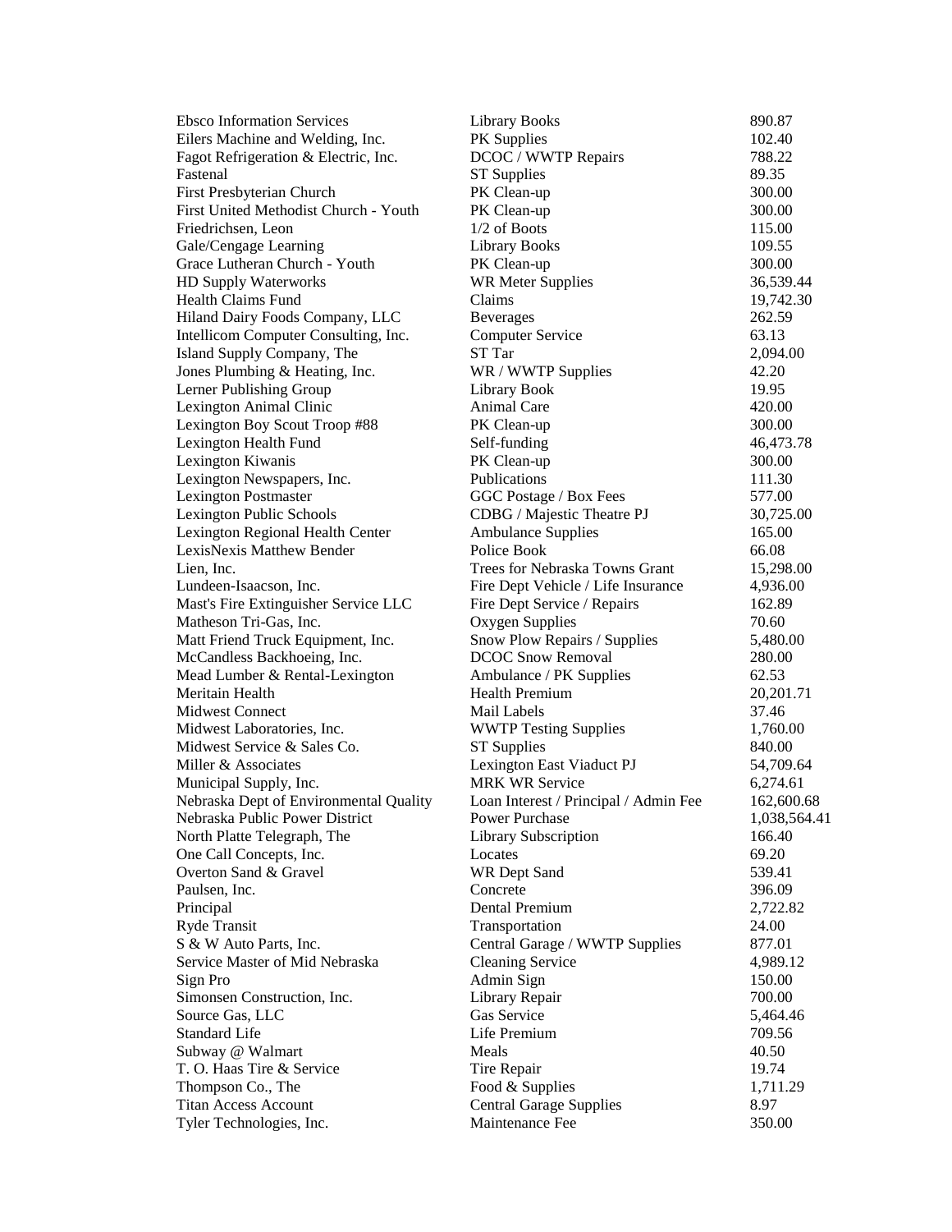| | | |
|---|---|---|
| Ebsco Information Services | Library Books | 890.87 |
| Eilers Machine and Welding, Inc. | PK Supplies | 102.40 |
| Fagot Refrigeration & Electric, Inc. | DCOC / WWTP Repairs | 788.22 |
| Fastenal | ST Supplies | 89.35 |
| First Presbyterian Church | PK Clean-up | 300.00 |
| First United Methodist Church - Youth | PK Clean-up | 300.00 |
| Friedrichsen, Leon | 1/2 of Boots | 115.00 |
| Gale/Cengage Learning | Library Books | 109.55 |
| Grace Lutheran Church - Youth | PK Clean-up | 300.00 |
| HD Supply Waterworks | WR Meter Supplies | 36,539.44 |
| Health Claims Fund | Claims | 19,742.30 |
| Hiland Dairy Foods Company, LLC | Beverages | 262.59 |
| Intellicom Computer Consulting, Inc. | Computer Service | 63.13 |
| Island Supply Company, The | ST Tar | 2,094.00 |
| Jones Plumbing & Heating, Inc. | WR / WWTP Supplies | 42.20 |
| Lerner Publishing Group | Library Book | 19.95 |
| Lexington Animal Clinic | Animal Care | 420.00 |
| Lexington Boy Scout Troop #88 | PK Clean-up | 300.00 |
| Lexington Health Fund | Self-funding | 46,473.78 |
| Lexington Kiwanis | PK Clean-up | 300.00 |
| Lexington Newspapers, Inc. | Publications | 111.30 |
| Lexington Postmaster | GGC Postage / Box Fees | 577.00 |
| Lexington Public Schools | CDBG / Majestic Theatre PJ | 30,725.00 |
| Lexington Regional Health Center | Ambulance Supplies | 165.00 |
| LexisNexis Matthew Bender | Police Book | 66.08 |
| Lien, Inc. | Trees for Nebraska Towns Grant | 15,298.00 |
| Lundeen-Isaacson, Inc. | Fire Dept Vehicle / Life Insurance | 4,936.00 |
| Mast's Fire Extinguisher Service LLC | Fire Dept Service / Repairs | 162.89 |
| Matheson Tri-Gas, Inc. | Oxygen Supplies | 70.60 |
| Matt Friend Truck Equipment, Inc. | Snow Plow Repairs / Supplies | 5,480.00 |
| McCandless Backhoeing, Inc. | DCOC Snow Removal | 280.00 |
| Mead Lumber & Rental-Lexington | Ambulance / PK Supplies | 62.53 |
| Meritain Health | Health Premium | 20,201.71 |
| Midwest Connect | Mail Labels | 37.46 |
| Midwest Laboratories, Inc. | WWTP Testing Supplies | 1,760.00 |
| Midwest Service & Sales Co. | ST Supplies | 840.00 |
| Miller & Associates | Lexington East Viaduct PJ | 54,709.64 |
| Municipal Supply, Inc. | MRK WR Service | 6,274.61 |
| Nebraska Dept of Environmental Quality | Loan Interest / Principal / Admin Fee | 162,600.68 |
| Nebraska Public Power District | Power Purchase | 1,038,564.41 |
| North Platte Telegraph, The | Library Subscription | 166.40 |
| One Call Concepts, Inc. | Locates | 69.20 |
| Overton Sand & Gravel | WR Dept Sand | 539.41 |
| Paulsen, Inc. | Concrete | 396.09 |
| Principal | Dental Premium | 2,722.82 |
| Ryde Transit | Transportation | 24.00 |
| S & W Auto Parts, Inc. | Central Garage / WWTP Supplies | 877.01 |
| Service Master of Mid Nebraska | Cleaning Service | 4,989.12 |
| Sign Pro | Admin Sign | 150.00 |
| Simonsen Construction, Inc. | Library Repair | 700.00 |
| Source Gas, LLC | Gas Service | 5,464.46 |
| Standard Life | Life Premium | 709.56 |
| Subway @ Walmart | Meals | 40.50 |
| T. O. Haas Tire & Service | Tire Repair | 19.74 |
| Thompson Co., The | Food & Supplies | 1,711.29 |
| Titan Access Account | Central Garage Supplies | 8.97 |
| Tyler Technologies, Inc. | Maintenance Fee | 350.00 |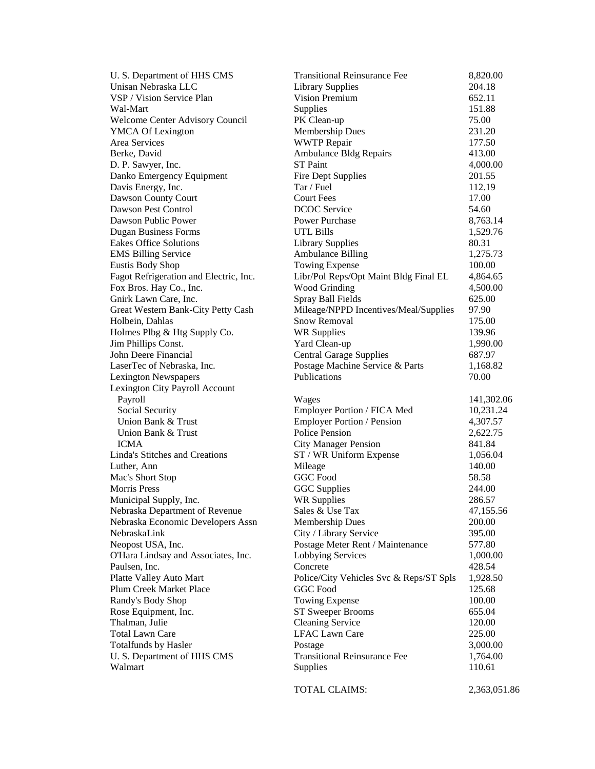| | | |
|---|---|---|
| U. S. Department of HHS CMS | Transitional Reinsurance Fee | 8,820.00 |
| Unisan Nebraska LLC | Library Supplies | 204.18 |
| VSP / Vision Service Plan | Vision Premium | 652.11 |
| Wal-Mart | Supplies | 151.88 |
| Welcome Center Advisory Council | PK Clean-up | 75.00 |
| YMCA Of Lexington | Membership Dues | 231.20 |
| Area Services | WWTP Repair | 177.50 |
| Berke, David | Ambulance Bldg Repairs | 413.00 |
| D. P. Sawyer, Inc. | ST Paint | 4,000.00 |
| Danko Emergency Equipment | Fire Dept Supplies | 201.55 |
| Davis Energy, Inc. | Tar / Fuel | 112.19 |
| Dawson County Court | Court Fees | 17.00 |
| Dawson Pest Control | DCOC Service | 54.60 |
| Dawson Public Power | Power Purchase | 8,763.14 |
| Dugan Business Forms | UTL Bills | 1,529.76 |
| Eakes Office Solutions | Library Supplies | 80.31 |
| EMS Billing Service | Ambulance Billing | 1,275.73 |
| Eustis Body Shop | Towing Expense | 100.00 |
| Fagot Refrigeration and Electric, Inc. | Libr/Pol Reps/Opt Maint Bldg Final EL | 4,864.65 |
| Fox Bros. Hay Co., Inc. | Wood Grinding | 4,500.00 |
| Gnirk Lawn Care, Inc. | Spray Ball Fields | 625.00 |
| Great Western Bank-City Petty Cash | Mileage/NPPD Incentives/Meal/Supplies | 97.90 |
| Holbein, Dahlas | Snow Removal | 175.00 |
| Holmes Plbg & Htg Supply Co. | WR Supplies | 139.96 |
| Jim Phillips Const. | Yard Clean-up | 1,990.00 |
| John Deere Financial | Central Garage Supplies | 687.97 |
| LaserTec of Nebraska, Inc. | Postage Machine Service & Parts | 1,168.82 |
| Lexington Newspapers | Publications | 70.00 |
| Lexington City Payroll Account | | |
| Payroll | Wages | 141,302.06 |
| Social Security | Employer Portion / FICA Med | 10,231.24 |
| Union Bank & Trust | Employer Portion / Pension | 4,307.57 |
| Union Bank & Trust | Police Pension | 2,622.75 |
| ICMA | City Manager Pension | 841.84 |
| Linda's Stitches and Creations | ST / WR Uniform Expense | 1,056.04 |
| Luther, Ann | Mileage | 140.00 |
| Mac's Short Stop | GGC Food | 58.58 |
| Morris Press | GGC Supplies | 244.00 |
| Municipal Supply, Inc. | WR Supplies | 286.57 |
| Nebraska Department of Revenue | Sales & Use Tax | 47,155.56 |
| Nebraska Economic Developers Assn | Membership Dues | 200.00 |
| NebraskaLink | City / Library Service | 395.00 |
| Neopost USA, Inc. | Postage Meter Rent / Maintenance | 577.80 |
| O'Hara Lindsay and Associates, Inc. | Lobbying Services | 1,000.00 |
| Paulsen, Inc. | Concrete | 428.54 |
| Platte Valley Auto Mart | Police/City Vehicles Svc & Reps/ST Spls | 1,928.50 |
| Plum Creek Market Place | GGC Food | 125.68 |
| Randy's Body Shop | Towing Expense | 100.00 |
| Rose Equipment, Inc. | ST Sweeper Brooms | 655.04 |
| Thalman, Julie | Cleaning Service | 120.00 |
| Total Lawn Care | LFAC Lawn Care | 225.00 |
| Totalfunds by Hasler | Postage | 3,000.00 |
| U. S. Department of HHS CMS | Transitional Reinsurance Fee | 1,764.00 |
| Walmart | Supplies | 110.61 |
| | TOTAL CLAIMS: | 2,363,051.86 |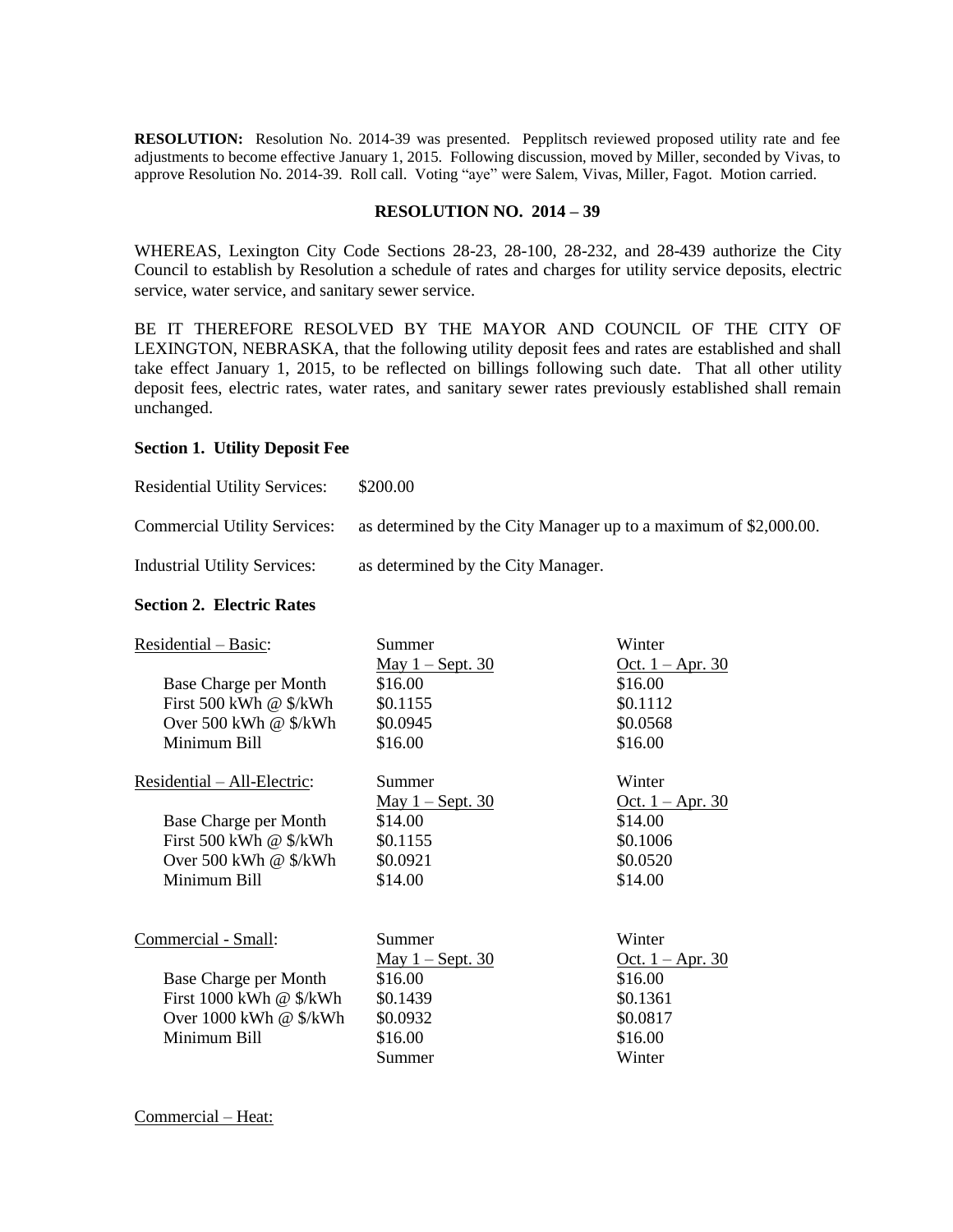**RESOLUTION:** Resolution No. 2014-39 was presented. Pepplitsch reviewed proposed utility rate and fee adjustments to become effective January 1, 2015. Following discussion, moved by Miller, seconded by Vivas, to approve Resolution No. 2014-39. Roll call. Voting "aye" were Salem, Vivas, Miller, Fagot. Motion carried.

**RESOLUTION NO. 2014 – 39**

WHEREAS, Lexington City Code Sections 28-23, 28-100, 28-232, and 28-439 authorize the City Council to establish by Resolution a schedule of rates and charges for utility service deposits, electric service, water service, and sanitary sewer service.

BE IT THEREFORE RESOLVED BY THE MAYOR AND COUNCIL OF THE CITY OF LEXINGTON, NEBRASKA, that the following utility deposit fees and rates are established and shall take effect January 1, 2015, to be reflected on billings following such date. That all other utility deposit fees, electric rates, water rates, and sanitary sewer rates previously established shall remain unchanged.

**Section 1. Utility Deposit Fee**

| | |
|---|---|
| Residential Utility Services: | $200.00 |
| Commercial Utility Services: | as determined by the City Manager up to a maximum of $2,000.00. |
| Industrial Utility Services: | as determined by the City Manager. |

**Section 2. Electric Rates**

| Residential – Basic: | Summer<br>May 1 – Sept. 30 | Winter<br>Oct. 1 – Apr. 30 |
|---|---|---|
| Base Charge per Month | $16.00 | $16.00 |
| First 500 kWh @ $/kWh | $0.1155 | $0.1112 |
| Over 500 kWh @ $/kWh | $0.0945 | $0.0568 |
| Minimum Bill | $16.00 | $16.00 |

| Residential – All-Electric: | Summer<br>May 1 – Sept. 30 | Winter<br>Oct. 1 – Apr. 30 |
|---|---|---|
| Base Charge per Month | $14.00 | $14.00 |
| First 500 kWh @ $/kWh | $0.1155 | $0.1006 |
| Over 500 kWh @ $/kWh | $0.0921 | $0.0520 |
| Minimum Bill | $14.00 | $14.00 |

| Commercial - Small: | Summer<br>May 1 – Sept. 30 | Winter<br>Oct. 1 – Apr. 30 |
|---|---|---|
| Base Charge per Month | $16.00 | $16.00 |
| First 1000 kWh @ $/kWh | $0.1439 | $0.1361 |
| Over 1000 kWh @ $/kWh | $0.0932 | $0.0817 |
| Minimum Bill | $16.00 | $16.00 |
| | Summer | Winter |

Commercial – Heat: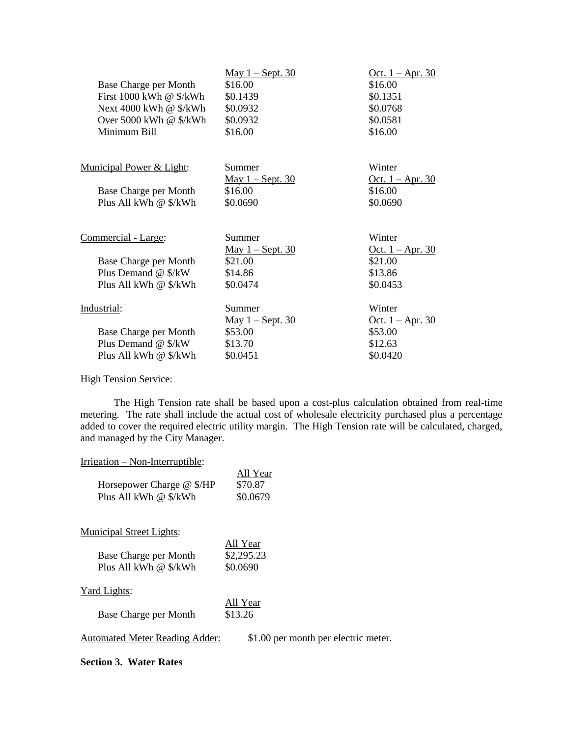| | May 1 – Sept. 30 | Oct. 1 – Apr. 30 |
|---|---|---|
| Base Charge per Month | $16.00 | $16.00 |
| First 1000 kWh @ $/kWh | $0.1439 | $0.1351 |
| Next 4000 kWh @ $/kWh | $0.0932 | $0.0768 |
| Over 5000 kWh @ $/kWh | $0.0932 | $0.0581 |
| Minimum Bill | $16.00 | $16.00 |

Municipal Power & Light:

| | Summer May 1 – Sept. 30 | Winter Oct. 1 – Apr. 30 |
|---|---|---|
| Base Charge per Month | $16.00 | $16.00 |
| Plus All kWh @ $/kWh | $0.0690 | $0.0690 |

Commercial - Large:

| | Summer May 1 – Sept. 30 | Winter Oct. 1 – Apr. 30 |
|---|---|---|
| Base Charge per Month | $21.00 | $21.00 |
| Plus Demand @ $/kW | $14.86 | $13.86 |
| Plus All kWh @ $/kWh | $0.0474 | $0.0453 |

Industrial:

| | Summer May 1 – Sept. 30 | Winter Oct. 1 – Apr. 30 |
|---|---|---|
| Base Charge per Month | $53.00 | $53.00 |
| Plus Demand @ $/kW | $13.70 | $12.63 |
| Plus All kWh @ $/kWh | $0.0451 | $0.0420 |

High Tension Service:

The High Tension rate shall be based upon a cost-plus calculation obtained from real-time metering. The rate shall include the actual cost of wholesale electricity purchased plus a percentage added to cover the required electric utility margin. The High Tension rate will be calculated, charged, and managed by the City Manager.

Irrigation – Non-Interruptible:

| | All Year |
|---|---|
| Horsepower Charge @ $/HP | $70.87 |
| Plus All kWh @ $/kWh | $0.0679 |

Municipal Street Lights:

| | All Year |
|---|---|
| Base Charge per Month | $2,295.23 |
| Plus All kWh @ $/kWh | $0.0690 |

Yard Lights:

| | All Year |
|---|---|
| Base Charge per Month | $13.26 |

Automated Meter Reading Adder: $1.00 per month per electric meter.

**Section 3. Water Rates**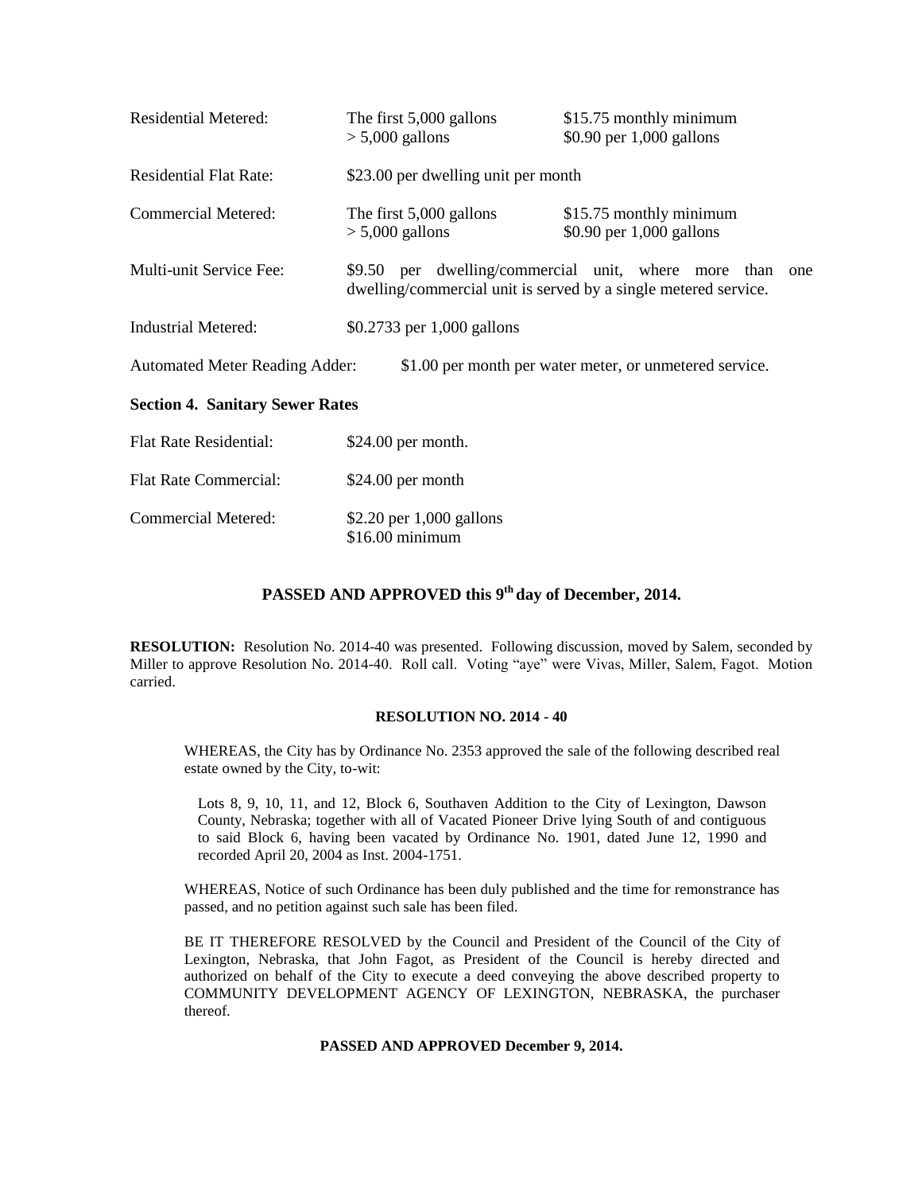| | | |
|---|---|---|
| Residential Metered: | The first 5,000 gallons<br>> 5,000 gallons | $15.75 monthly minimum<br>$0.90 per 1,000 gallons |
| Residential Flat Rate: | $23.00 per dwelling unit per month | |
| Commercial Metered: | The first 5,000 gallons<br>> 5,000 gallons | $15.75 monthly minimum<br>$0.90 per 1,000 gallons |
| Multi-unit Service Fee: | $9.50 per dwelling/commercial unit, where more than one dwelling/commercial unit is served by a single metered service. | |
| Industrial Metered: | $0.2733 per 1,000 gallons | |

Automated Meter Reading Adder: $1.00 per month per water meter, or unmetered service.

**Section 4. Sanitary Sewer Rates**

| | |
|---|---|
| Flat Rate Residential: | $24.00 per month. |
| Flat Rate Commercial: | $24.00 per month |
| Commercial Metered: | $2.20 per 1,000 gallons<br>$16.00 minimum |

**PASSED AND APPROVED this 9th day of December, 2014.**

**RESOLUTION:** Resolution No. 2014-40 was presented. Following discussion, moved by Salem, seconded by Miller to approve Resolution No. 2014-40. Roll call. Voting "aye" were Vivas, Miller, Salem, Fagot. Motion carried.

**RESOLUTION NO. 2014 - 40**

WHEREAS, the City has by Ordinance No. 2353 approved the sale of the following described real estate owned by the City, to-wit:

Lots 8, 9, 10, 11, and 12, Block 6, Southaven Addition to the City of Lexington, Dawson County, Nebraska; together with all of Vacated Pioneer Drive lying South of and contiguous to said Block 6, having been vacated by Ordinance No. 1901, dated June 12, 1990 and recorded April 20, 2004 as Inst. 2004-1751.

WHEREAS, Notice of such Ordinance has been duly published and the time for remonstrance has passed, and no petition against such sale has been filed.

BE IT THEREFORE RESOLVED by the Council and President of the Council of the City of Lexington, Nebraska, that John Fagot, as President of the Council is hereby directed and authorized on behalf of the City to execute a deed conveying the above described property to COMMUNITY DEVELOPMENT AGENCY OF LEXINGTON, NEBRASKA, the purchaser thereof.

**PASSED AND APPROVED December 9, 2014.**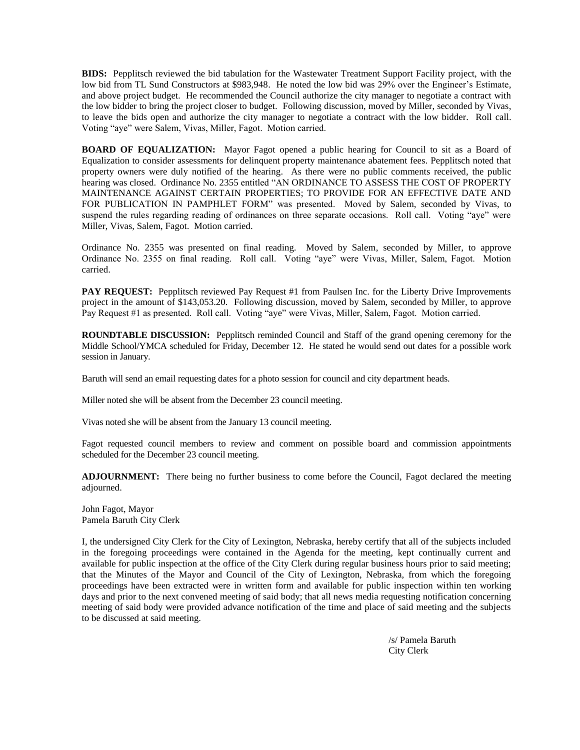**BIDS:** Pepplitsch reviewed the bid tabulation for the Wastewater Treatment Support Facility project, with the low bid from TL Sund Constructors at $983,948. He noted the low bid was 29% over the Engineer's Estimate, and above project budget. He recommended the Council authorize the city manager to negotiate a contract with the low bidder to bring the project closer to budget. Following discussion, moved by Miller, seconded by Vivas, to leave the bids open and authorize the city manager to negotiate a contract with the low bidder. Roll call. Voting "aye" were Salem, Vivas, Miller, Fagot. Motion carried.

**BOARD OF EQUALIZATION:** Mayor Fagot opened a public hearing for Council to sit as a Board of Equalization to consider assessments for delinquent property maintenance abatement fees. Pepplitsch noted that property owners were duly notified of the hearing. As there were no public comments received, the public hearing was closed. Ordinance No. 2355 entitled "AN ORDINANCE TO ASSESS THE COST OF PROPERTY MAINTENANCE AGAINST CERTAIN PROPERTIES; TO PROVIDE FOR AN EFFECTIVE DATE AND FOR PUBLICATION IN PAMPHLET FORM" was presented. Moved by Salem, seconded by Vivas, to suspend the rules regarding reading of ordinances on three separate occasions. Roll call. Voting "aye" were Miller, Vivas, Salem, Fagot. Motion carried.

Ordinance No. 2355 was presented on final reading. Moved by Salem, seconded by Miller, to approve Ordinance No. 2355 on final reading. Roll call. Voting "aye" were Vivas, Miller, Salem, Fagot. Motion carried.

**PAY REQUEST:** Pepplitsch reviewed Pay Request #1 from Paulsen Inc. for the Liberty Drive Improvements project in the amount of $143,053.20. Following discussion, moved by Salem, seconded by Miller, to approve Pay Request #1 as presented. Roll call. Voting "aye" were Vivas, Miller, Salem, Fagot. Motion carried.

**ROUNDTABLE DISCUSSION:** Pepplitsch reminded Council and Staff of the grand opening ceremony for the Middle School/YMCA scheduled for Friday, December 12. He stated he would send out dates for a possible work session in January.

Baruth will send an email requesting dates for a photo session for council and city department heads.

Miller noted she will be absent from the December 23 council meeting.

Vivas noted she will be absent from the January 13 council meeting.

Fagot requested council members to review and comment on possible board and commission appointments scheduled for the December 23 council meeting.

**ADJOURNMENT:** There being no further business to come before the Council, Fagot declared the meeting adjourned.

John Fagot, Mayor
Pamela Baruth City Clerk

I, the undersigned City Clerk for the City of Lexington, Nebraska, hereby certify that all of the subjects included in the foregoing proceedings were contained in the Agenda for the meeting, kept continually current and available for public inspection at the office of the City Clerk during regular business hours prior to said meeting; that the Minutes of the Mayor and Council of the City of Lexington, Nebraska, from which the foregoing proceedings have been extracted were in written form and available for public inspection within ten working days and prior to the next convened meeting of said body; that all news media requesting notification concerning meeting of said body were provided advance notification of the time and place of said meeting and the subjects to be discussed at said meeting.

/s/ Pamela Baruth
City Clerk